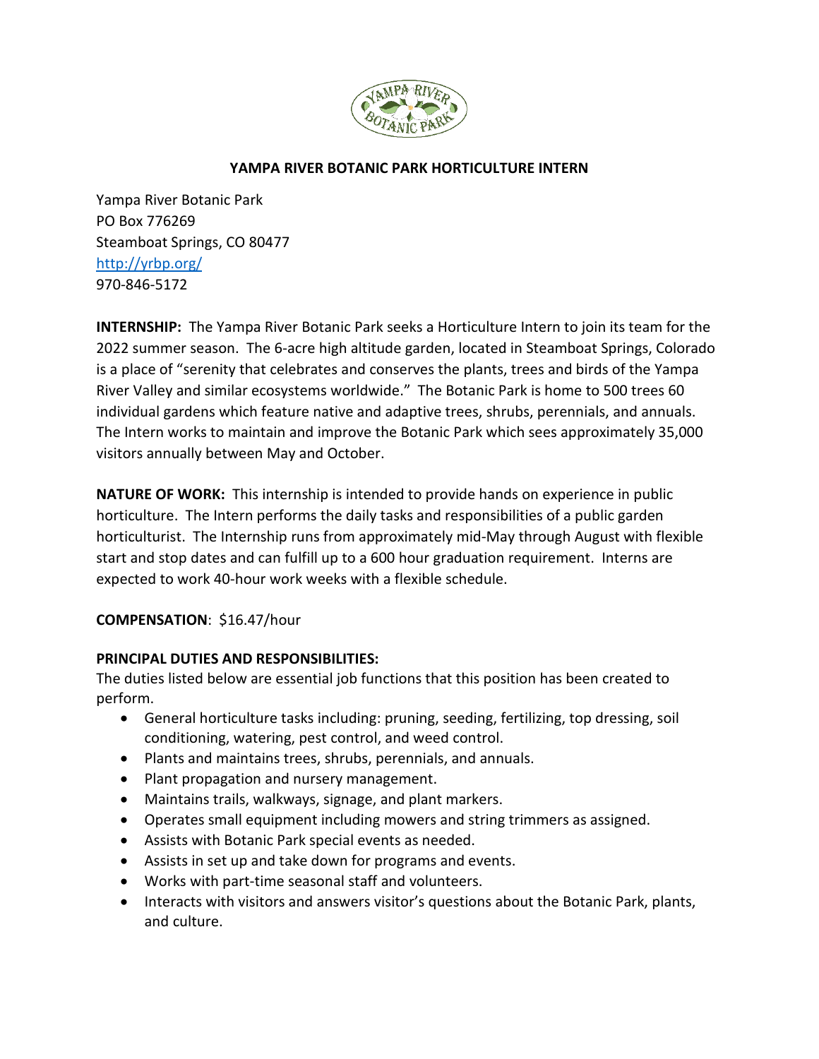# YAMPA RIVER BOTANIC PARK HORTICULTURE INTERN

Yampa River Botanic Park
PO Box 776269
Steamboat Springs, CO 80477
http://yrbp.org/
970-846-5172

**INTERNSHIP:** The Yampa River Botanic Park seeks a Horticulture Intern to join its team for the 2022 summer season. The 6-acre high altitude garden, located in Steamboat Springs, Colorado is a place of "serenity that celebrates and conserves the plants, trees and birds of the Yampa River Valley and similar ecosystems worldwide." The Botanic Park is home to 500 trees 60 individual gardens which feature native and adaptive trees, shrubs, perennials, and annuals. The Intern works to maintain and improve the Botanic Park which sees approximately 35,000 visitors annually between May and October.

**NATURE OF WORK:** This internship is intended to provide hands on experience in public horticulture. The Intern performs the daily tasks and responsibilities of a public garden horticulturist. The Internship runs from approximately mid-May through August with flexible start and stop dates and can fulfill up to a 600 hour graduation requirement. Interns are expected to work 40-hour work weeks with a flexible schedule.

**COMPENSATION**: $16.47/hour

**PRINCIPAL DUTIES AND RESPONSIBILITIES:**
The duties listed below are essential job functions that this position has been created to perform.

- General horticulture tasks including: pruning, seeding, fertilizing, top dressing, soil conditioning, watering, pest control, and weed control.
- Plants and maintains trees, shrubs, perennials, and annuals.
- Plant propagation and nursery management.
- Maintains trails, walkways, signage, and plant markers.
- Operates small equipment including mowers and string trimmers as assigned.
- Assists with Botanic Park special events as needed.
- Assists in set up and take down for programs and events.
- Works with part-time seasonal staff and volunteers.
- Interacts with visitors and answers visitor's questions about the Botanic Park, plants, and culture.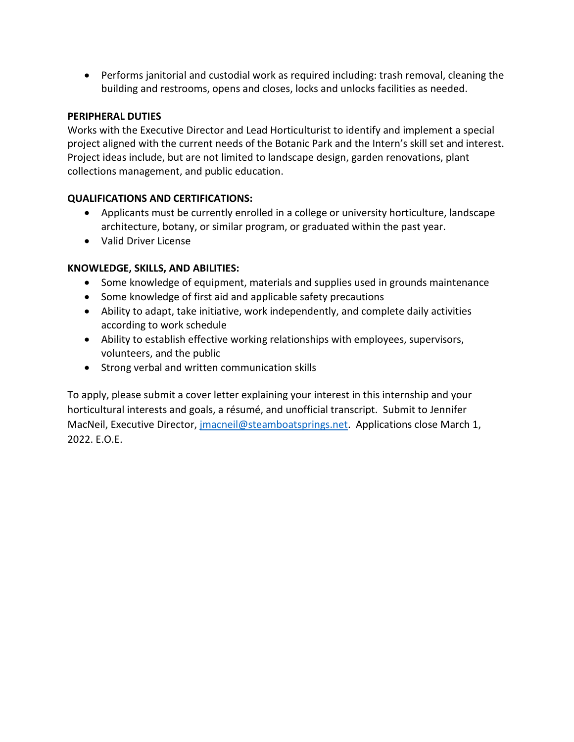- Performs janitorial and custodial work as required including: trash removal, cleaning the building and restrooms, opens and closes, locks and unlocks facilities as needed.

**PERIPHERAL DUTIES**

Works with the Executive Director and Lead Horticulturist to identify and implement a special project aligned with the current needs of the Botanic Park and the Intern's skill set and interest. Project ideas include, but are not limited to landscape design, garden renovations, plant collections management, and public education.

**QUALIFICATIONS AND CERTIFICATIONS:**

- Applicants must be currently enrolled in a college or university horticulture, landscape architecture, botany, or similar program, or graduated within the past year.
- Valid Driver License

**KNOWLEDGE, SKILLS, AND ABILITIES:**

- Some knowledge of equipment, materials and supplies used in grounds maintenance
- Some knowledge of first aid and applicable safety precautions
- Ability to adapt, take initiative, work independently, and complete daily activities according to work schedule
- Ability to establish effective working relationships with employees, supervisors, volunteers, and the public
- Strong verbal and written communication skills

To apply, please submit a cover letter explaining your interest in this internship and your horticultural interests and goals, a résumé, and unofficial transcript. Submit to Jennifer MacNeil, Executive Director, jmacneil@steamboatsprings.net. Applications close March 1, 2022. E.O.E.